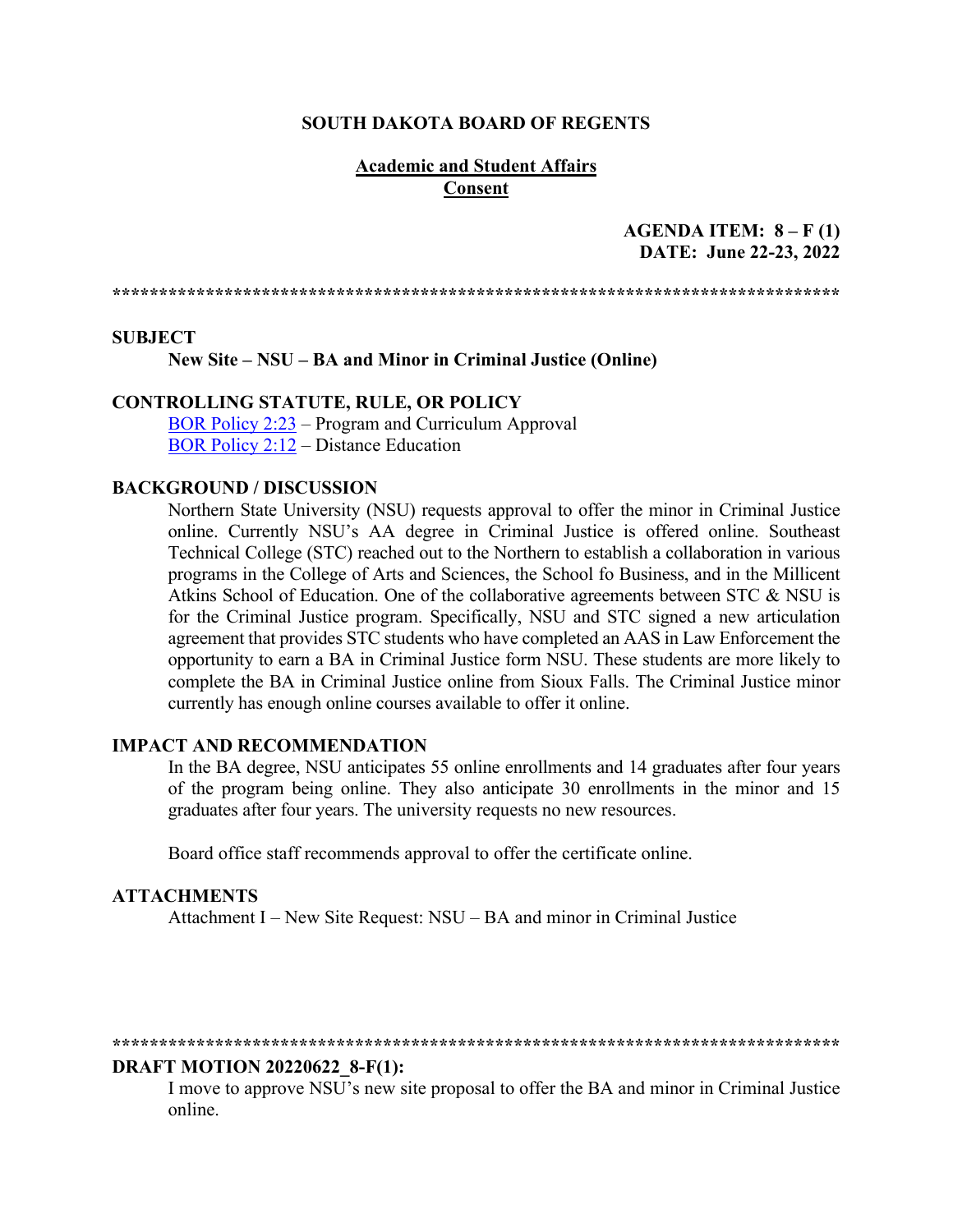**SOUTH DAKOTA BOARD OF REGENTS**

**Academic and Student Affairs**
**Consent**

**AGENDA ITEM: 8 – F (1)**
**DATE: June 22-23, 2022**

******************************************************************************

**SUBJECT**

**New Site – NSU – BA and Minor in Criminal Justice (Online)**

**CONTROLLING STATUTE, RULE, OR POLICY**

BOR Policy 2:23 – Program and Curriculum Approval
BOR Policy 2:12 – Distance Education

**BACKGROUND / DISCUSSION**

Northern State University (NSU) requests approval to offer the minor in Criminal Justice online. Currently NSU's AA degree in Criminal Justice is offered online. Southeast Technical College (STC) reached out to the Northern to establish a collaboration in various programs in the College of Arts and Sciences, the School fo Business, and in the Millicent Atkins School of Education. One of the collaborative agreements between STC & NSU is for the Criminal Justice program. Specifically, NSU and STC signed a new articulation agreement that provides STC students who have completed an AAS in Law Enforcement the opportunity to earn a BA in Criminal Justice form NSU. These students are more likely to complete the BA in Criminal Justice online from Sioux Falls. The Criminal Justice minor currently has enough online courses available to offer it online.

**IMPACT AND RECOMMENDATION**

In the BA degree, NSU anticipates 55 online enrollments and 14 graduates after four years of the program being online. They also anticipate 30 enrollments in the minor and 15 graduates after four years. The university requests no new resources.

Board office staff recommends approval to offer the certificate online.

**ATTACHMENTS**

Attachment I – New Site Request: NSU – BA and minor in Criminal Justice

******************************************************************************

**DRAFT MOTION 20220622_8-F(1):**

I move to approve NSU's new site proposal to offer the BA and minor in Criminal Justice online.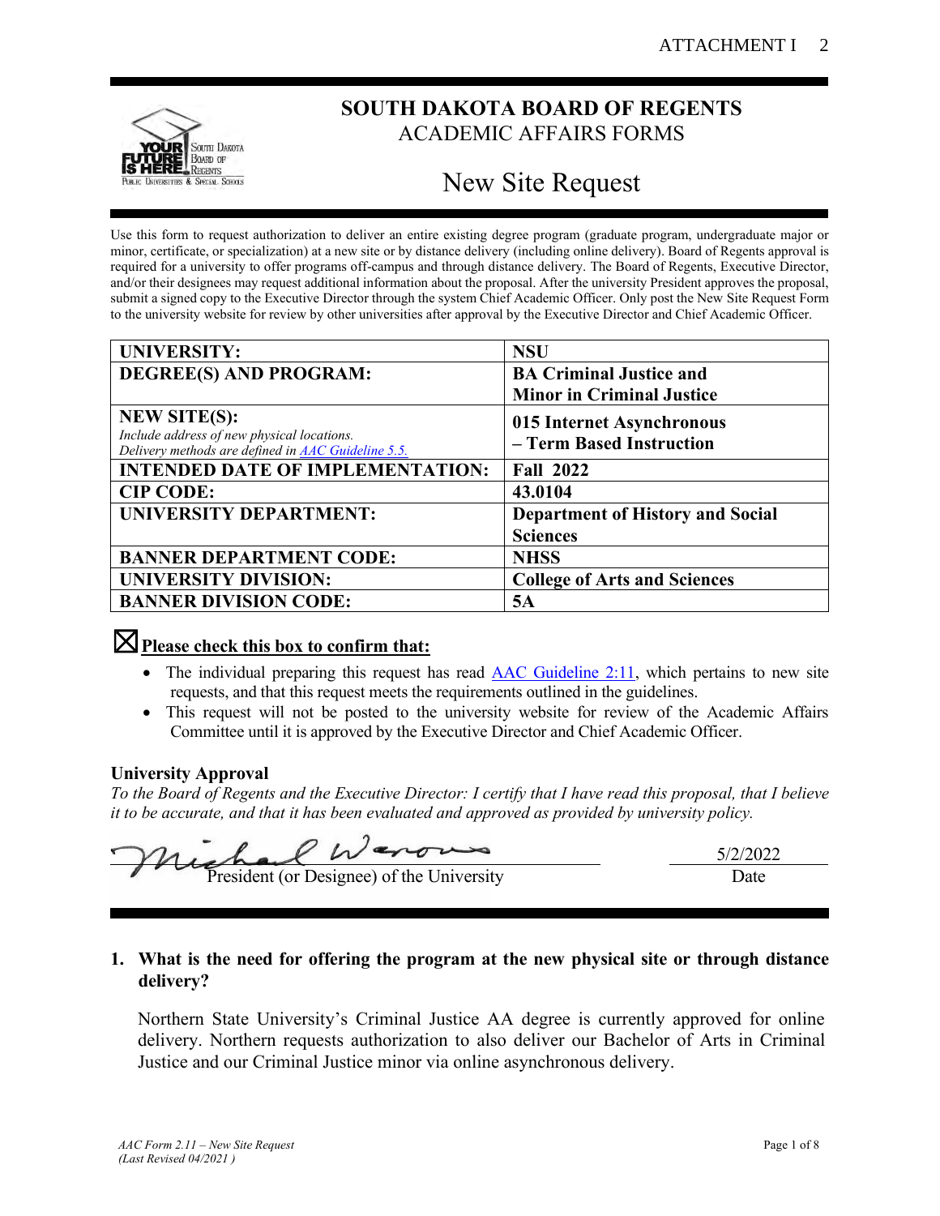# SOUTH DAKOTA BOARD OF REGENTS

ACADEMIC AFFAIRS FORMS

## New Site Request

Use this form to request authorization to deliver an entire existing degree program (graduate program, undergraduate major or minor, certificate, or specialization) at a new site or by distance delivery (including online delivery). Board of Regents approval is required for a university to offer programs off-campus and through distance delivery. The Board of Regents, Executive Director, and/or their designees may request additional information about the proposal. After the university President approves the proposal, submit a signed copy to the Executive Director through the system Chief Academic Officer. Only post the New Site Request Form to the university website for review by other universities after approval by the Executive Director and Chief Academic Officer.

| | |
|---|---|
| **UNIVERSITY:** | **NSU** |
| **DEGREE(S) AND PROGRAM:** | **BA Criminal Justice and Minor in Criminal Justice** |
| **NEW SITE(S):** *Include address of new physical locations. Delivery methods are defined in AAC Guideline 5.5.* | **015 Internet Asynchronous – Term Based Instruction** |
| **INTENDED DATE OF IMPLEMENTATION:** | **Fall 2022** |
| **CIP CODE:** | **43.0104** |
| **UNIVERSITY DEPARTMENT:** | **Department of History and Social Sciences** |
| **BANNER DEPARTMENT CODE:** | **NHSS** |
| **UNIVERSITY DIVISION:** | **College of Arts and Sciences** |
| **BANNER DIVISION CODE:** | **5A** |

☒ **Please check this box to confirm that:**

- The individual preparing this request has read AAC Guideline 2:11, which pertains to new site requests, and that this request meets the requirements outlined in the guidelines.
- This request will not be posted to the university website for review of the Academic Affairs Committee until it is approved by the Executive Director and Chief Academic Officer.

**University Approval**

*To the Board of Regents and the Executive Director: I certify that I have read this proposal, that I believe it to be accurate, and that it has been evaluated and approved as provided by university policy.*

Michael Wanous — President (or Designee) of the University

5/2/2022 — Date

**1. What is the need for offering the program at the new physical site or through distance delivery?**

Northern State University's Criminal Justice AA degree is currently approved for online delivery. Northern requests authorization to also deliver our Bachelor of Arts in Criminal Justice and our Criminal Justice minor via online asynchronous delivery.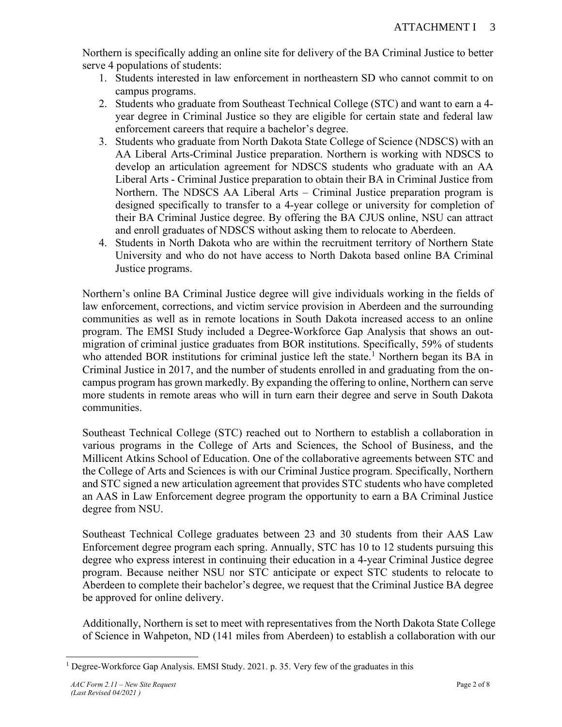Northern is specifically adding an online site for delivery of the BA Criminal Justice to better serve 4 populations of students:

1. Students interested in law enforcement in northeastern SD who cannot commit to on campus programs.
2. Students who graduate from Southeast Technical College (STC) and want to earn a 4-year degree in Criminal Justice so they are eligible for certain state and federal law enforcement careers that require a bachelor's degree.
3. Students who graduate from North Dakota State College of Science (NDSCS) with an AA Liberal Arts-Criminal Justice preparation. Northern is working with NDSCS to develop an articulation agreement for NDSCS students who graduate with an AA Liberal Arts - Criminal Justice preparation to obtain their BA in Criminal Justice from Northern. The NDSCS AA Liberal Arts – Criminal Justice preparation program is designed specifically to transfer to a 4-year college or university for completion of their BA Criminal Justice degree. By offering the BA CJUS online, NSU can attract and enroll graduates of NDSCS without asking them to relocate to Aberdeen.
4. Students in North Dakota who are within the recruitment territory of Northern State University and who do not have access to North Dakota based online BA Criminal Justice programs.

Northern's online BA Criminal Justice degree will give individuals working in the fields of law enforcement, corrections, and victim service provision in Aberdeen and the surrounding communities as well as in remote locations in South Dakota increased access to an online program. The EMSI Study included a Degree-Workforce Gap Analysis that shows an out-migration of criminal justice graduates from BOR institutions. Specifically, 59% of students who attended BOR institutions for criminal justice left the state.[1] Northern began its BA in Criminal Justice in 2017, and the number of students enrolled in and graduating from the on-campus program has grown markedly. By expanding the offering to online, Northern can serve more students in remote areas who will in turn earn their degree and serve in South Dakota communities.

Southeast Technical College (STC) reached out to Northern to establish a collaboration in various programs in the College of Arts and Sciences, the School of Business, and the Millicent Atkins School of Education. One of the collaborative agreements between STC and the College of Arts and Sciences is with our Criminal Justice program. Specifically, Northern and STC signed a new articulation agreement that provides STC students who have completed an AAS in Law Enforcement degree program the opportunity to earn a BA Criminal Justice degree from NSU.

Southeast Technical College graduates between 23 and 30 students from their AAS Law Enforcement degree program each spring. Annually, STC has 10 to 12 students pursuing this degree who express interest in continuing their education in a 4-year Criminal Justice degree program. Because neither NSU nor STC anticipate or expect STC students to relocate to Aberdeen to complete their bachelor's degree, we request that the Criminal Justice BA degree be approved for online delivery.

Additionally, Northern is set to meet with representatives from the North Dakota State College of Science in Wahpeton, ND (141 miles from Aberdeen) to establish a collaboration with our

[1] Degree-Workforce Gap Analysis. EMSI Study. 2021. p. 35. Very few of the graduates in this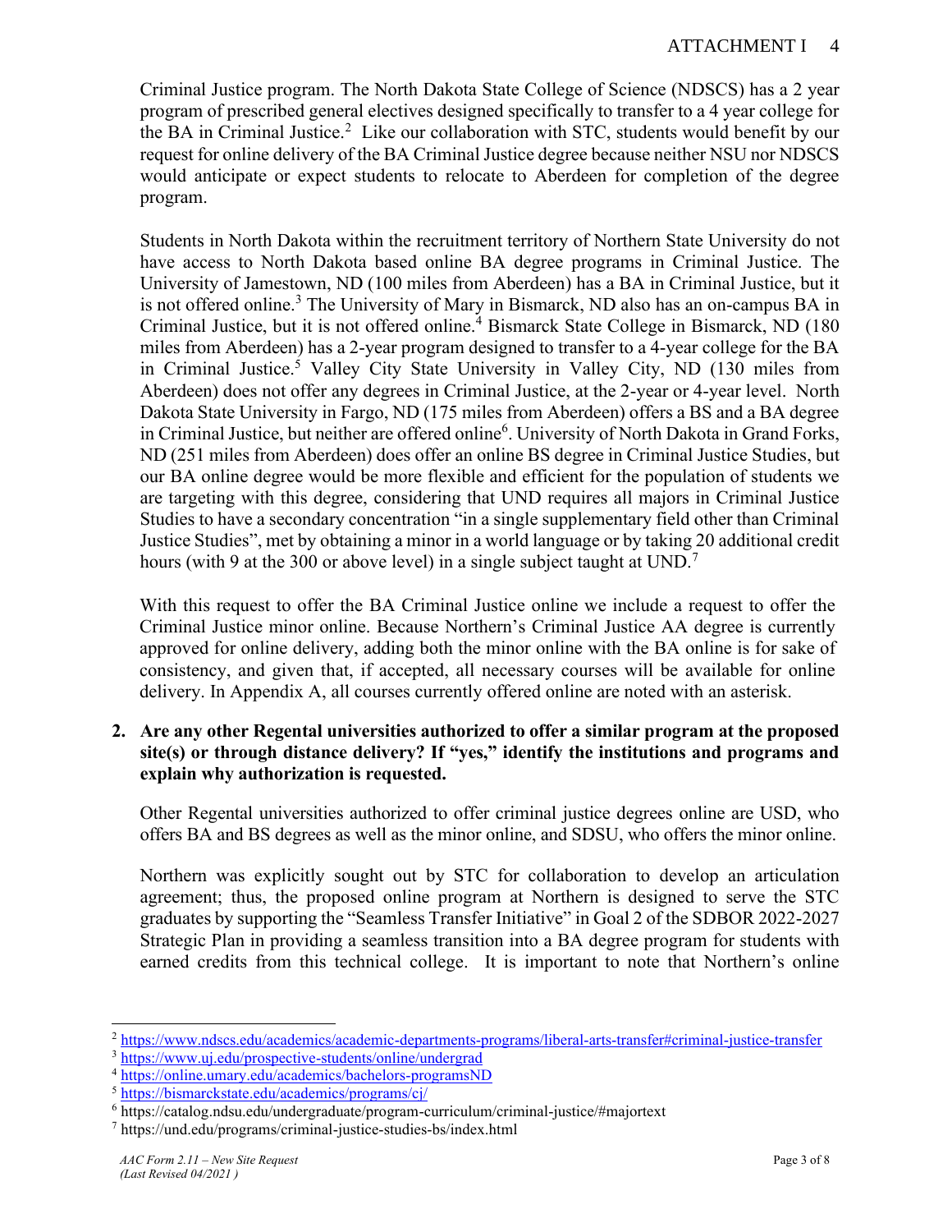Criminal Justice program. The North Dakota State College of Science (NDSCS) has a 2 year program of prescribed general electives designed specifically to transfer to a 4 year college for the BA in Criminal Justice.[2] Like our collaboration with STC, students would benefit by our request for online delivery of the BA Criminal Justice degree because neither NSU nor NDSCS would anticipate or expect students to relocate to Aberdeen for completion of the degree program.

Students in North Dakota within the recruitment territory of Northern State University do not have access to North Dakota based online BA degree programs in Criminal Justice. The University of Jamestown, ND (100 miles from Aberdeen) has a BA in Criminal Justice, but it is not offered online.[3] The University of Mary in Bismarck, ND also has an on-campus BA in Criminal Justice, but it is not offered online.[4] Bismarck State College in Bismarck, ND (180 miles from Aberdeen) has a 2-year program designed to transfer to a 4-year college for the BA in Criminal Justice.[5] Valley City State University in Valley City, ND (130 miles from Aberdeen) does not offer any degrees in Criminal Justice, at the 2-year or 4-year level. North Dakota State University in Fargo, ND (175 miles from Aberdeen) offers a BS and a BA degree in Criminal Justice, but neither are offered online[6]. University of North Dakota in Grand Forks, ND (251 miles from Aberdeen) does offer an online BS degree in Criminal Justice Studies, but our BA online degree would be more flexible and efficient for the population of students we are targeting with this degree, considering that UND requires all majors in Criminal Justice Studies to have a secondary concentration "in a single supplementary field other than Criminal Justice Studies", met by obtaining a minor in a world language or by taking 20 additional credit hours (with 9 at the 300 or above level) in a single subject taught at UND.[7]

With this request to offer the BA Criminal Justice online we include a request to offer the Criminal Justice minor online. Because Northern's Criminal Justice AA degree is currently approved for online delivery, adding both the minor online with the BA online is for sake of consistency, and given that, if accepted, all necessary courses will be available for online delivery. In Appendix A, all courses currently offered online are noted with an asterisk.

**2. Are any other Regental universities authorized to offer a similar program at the proposed site(s) or through distance delivery? If "yes," identify the institutions and programs and explain why authorization is requested.**

Other Regental universities authorized to offer criminal justice degrees online are USD, who offers BA and BS degrees as well as the minor online, and SDSU, who offers the minor online.

Northern was explicitly sought out by STC for collaboration to develop an articulation agreement; thus, the proposed online program at Northern is designed to serve the STC graduates by supporting the "Seamless Transfer Initiative" in Goal 2 of the SDBOR 2022-2027 Strategic Plan in providing a seamless transition into a BA degree program for students with earned credits from this technical college. It is important to note that Northern's online

---

[2] https://www.ndscs.edu/academics/academic-departments-programs/liberal-arts-transfer#criminal-justice-transfer

[3] https://www.uj.edu/prospective-students/online/undergrad

[4] https://online.umary.edu/academics/bachelors-programsND

[5] https://bismarckstate.edu/academics/programs/cj/

[6] https://catalog.ndsu.edu/undergraduate/program-curriculum/criminal-justice/#majortext

[7] https://und.edu/programs/criminal-justice-studies-bs/index.html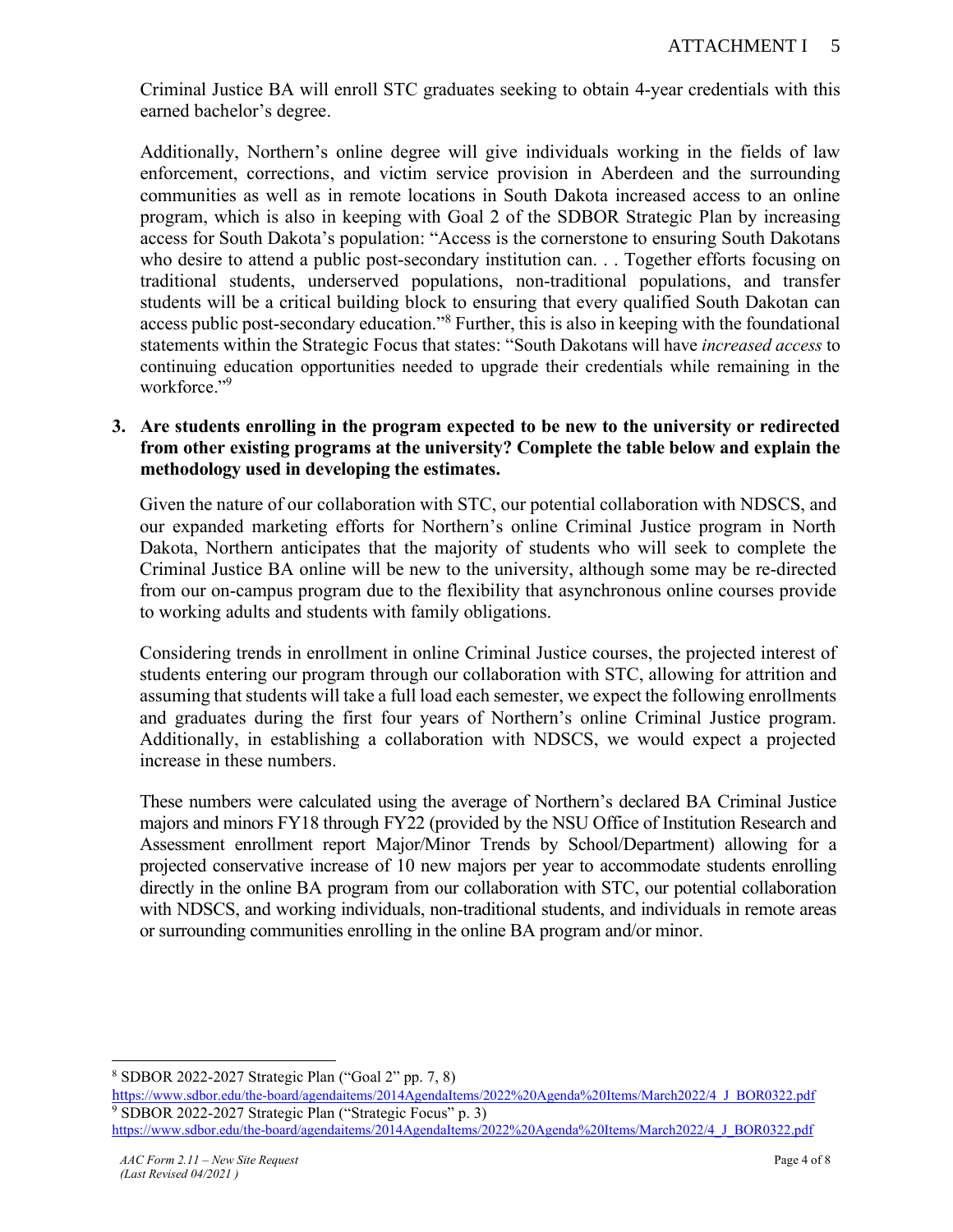Criminal Justice BA will enroll STC graduates seeking to obtain 4-year credentials with this earned bachelor's degree.

Additionally, Northern's online degree will give individuals working in the fields of law enforcement, corrections, and victim service provision in Aberdeen and the surrounding communities as well as in remote locations in South Dakota increased access to an online program, which is also in keeping with Goal 2 of the SDBOR Strategic Plan by increasing access for South Dakota's population: "Access is the cornerstone to ensuring South Dakotans who desire to attend a public post-secondary institution can. . . Together efforts focusing on traditional students, underserved populations, non-traditional populations, and transfer students will be a critical building block to ensuring that every qualified South Dakotan can access public post-secondary education."[8] Further, this is also in keeping with the foundational statements within the Strategic Focus that states: "South Dakotans will have *increased access* to continuing education opportunities needed to upgrade their credentials while remaining in the workforce."[9]

**3. Are students enrolling in the program expected to be new to the university or redirected from other existing programs at the university? Complete the table below and explain the methodology used in developing the estimates.**

Given the nature of our collaboration with STC, our potential collaboration with NDSCS, and our expanded marketing efforts for Northern's online Criminal Justice program in North Dakota, Northern anticipates that the majority of students who will seek to complete the Criminal Justice BA online will be new to the university, although some may be re-directed from our on-campus program due to the flexibility that asynchronous online courses provide to working adults and students with family obligations.

Considering trends in enrollment in online Criminal Justice courses, the projected interest of students entering our program through our collaboration with STC, allowing for attrition and assuming that students will take a full load each semester, we expect the following enrollments and graduates during the first four years of Northern's online Criminal Justice program. Additionally, in establishing a collaboration with NDSCS, we would expect a projected increase in these numbers.

These numbers were calculated using the average of Northern's declared BA Criminal Justice majors and minors FY18 through FY22 (provided by the NSU Office of Institution Research and Assessment enrollment report Major/Minor Trends by School/Department) allowing for a projected conservative increase of 10 new majors per year to accommodate students enrolling directly in the online BA program from our collaboration with STC, our potential collaboration with NDSCS, and working individuals, non-traditional students, and individuals in remote areas or surrounding communities enrolling in the online BA program and/or minor.

---

[8] SDBOR 2022-2027 Strategic Plan ("Goal 2" pp. 7, 8) https://www.sdbor.edu/the-board/agendaitems/2014AgendaItems/2022%20Agenda%20Items/March2022/4_J_BOR0322.pdf

[9] SDBOR 2022-2027 Strategic Plan ("Strategic Focus" p. 3) https://www.sdbor.edu/the-board/agendaitems/2014AgendaItems/2022%20Agenda%20Items/March2022/4_J_BOR0322.pdf

*AAC Form 2.11 – New Site Request*
*(Last Revised 04/2021)*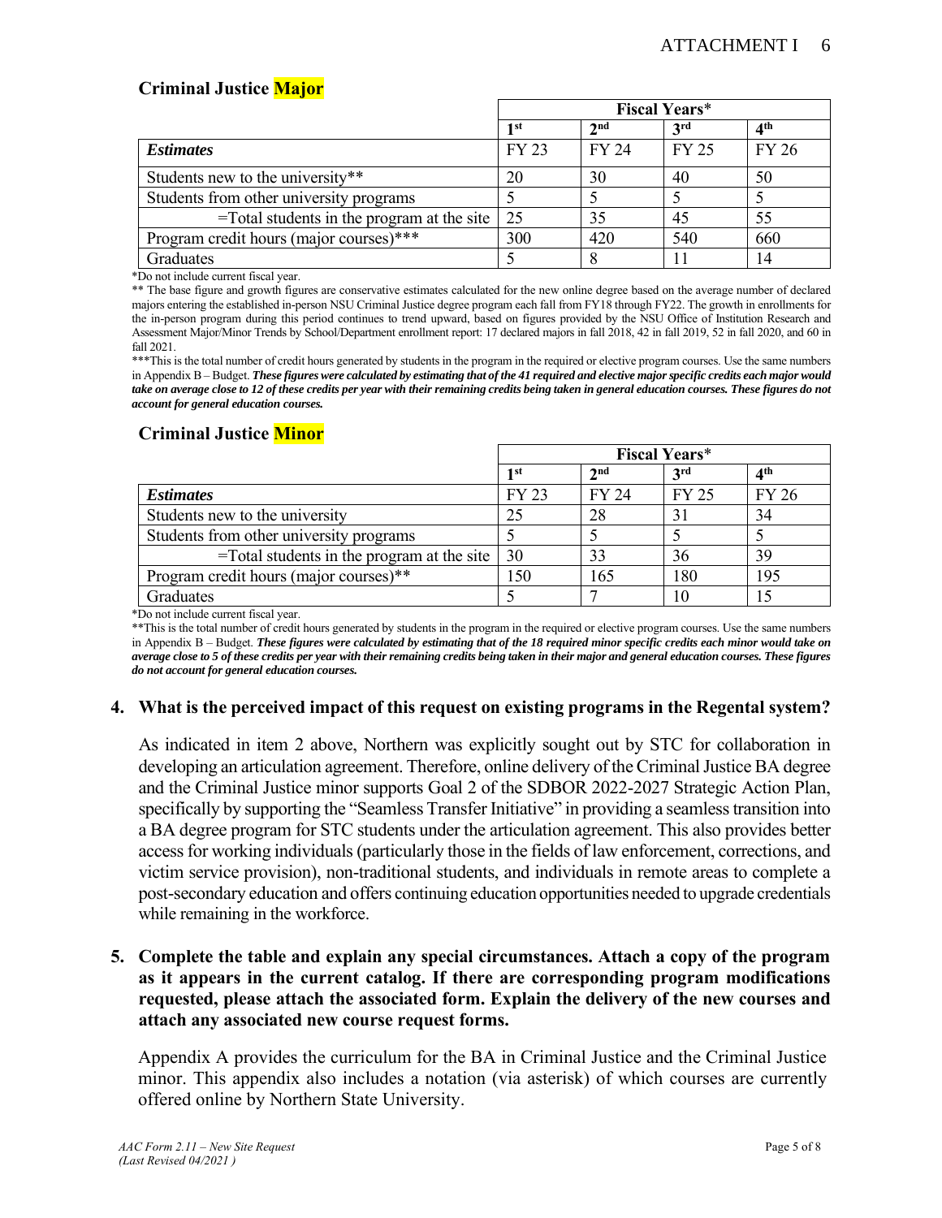## Criminal Justice **Major**

| | Fiscal Years* | | | |
|---|---|---|---|---|
| | 1st | 2nd | 3rd | 4th |
| ***Estimates*** | FY 23 | FY 24 | FY 25 | FY 26 |
| Students new to the university** | 20 | 30 | 40 | 50 |
| Students from other university programs | 5 | 5 | 5 | 5 |
| =Total students in the program at the site | 25 | 35 | 45 | 55 |
| Program credit hours (major courses)*** | 300 | 420 | 540 | 660 |
| Graduates | 5 | 8 | 11 | 14 |

*Do not include current fiscal year.

** The base figure and growth figures are conservative estimates calculated for the new online degree based on the average number of declared majors entering the established in-person NSU Criminal Justice degree program each fall from FY18 through FY22. The growth in enrollments for the in-person program during this period continues to trend upward, based on figures provided by the NSU Office of Institution Research and Assessment Major/Minor Trends by School/Department enrollment report: 17 declared majors in fall 2018, 42 in fall 2019, 52 in fall 2020, and 60 in fall 2021.

***This is the total number of credit hours generated by students in the program in the required or elective program courses. Use the same numbers in Appendix B – Budget. ***These figures were calculated by estimating that of the 41 required and elective major specific credits each major would take on average close to 12 of these credits per year with their remaining credits being taken in general education courses. These figures do not account for general education courses.***

## Criminal Justice **Minor**

| | Fiscal Years* | | | |
|---|---|---|---|---|
| | 1st | 2nd | 3rd | 4th |
| ***Estimates*** | FY 23 | FY 24 | FY 25 | FY 26 |
| Students new to the university | 25 | 28 | 31 | 34 |
| Students from other university programs | 5 | 5 | 5 | 5 |
| =Total students in the program at the site | 30 | 33 | 36 | 39 |
| Program credit hours (major courses)** | 150 | 165 | 180 | 195 |
| Graduates | 5 | 7 | 10 | 15 |

*Do not include current fiscal year.

**This is the total number of credit hours generated by students in the program in the required or elective program courses. Use the same numbers in Appendix B – Budget. ***These figures were calculated by estimating that of the 18 required minor specific credits each minor would take on average close to 5 of these credits per year with their remaining credits being taken in their major and general education courses. These figures do not account for general education courses.***

**4. What is the perceived impact of this request on existing programs in the Regental system?**

As indicated in item 2 above, Northern was explicitly sought out by STC for collaboration in developing an articulation agreement. Therefore, online delivery of the Criminal Justice BA degree and the Criminal Justice minor supports Goal 2 of the SDBOR 2022-2027 Strategic Action Plan, specifically by supporting the "Seamless Transfer Initiative" in providing a seamless transition into a BA degree program for STC students under the articulation agreement. This also provides better access for working individuals (particularly those in the fields of law enforcement, corrections, and victim service provision), non-traditional students, and individuals in remote areas to complete a post-secondary education and offers continuing education opportunities needed to upgrade credentials while remaining in the workforce.

**5. Complete the table and explain any special circumstances. Attach a copy of the program as it appears in the current catalog. If there are corresponding program modifications requested, please attach the associated form. Explain the delivery of the new courses and attach any associated new course request forms.**

Appendix A provides the curriculum for the BA in Criminal Justice and the Criminal Justice minor. This appendix also includes a notation (via asterisk) of which courses are currently offered online by Northern State University.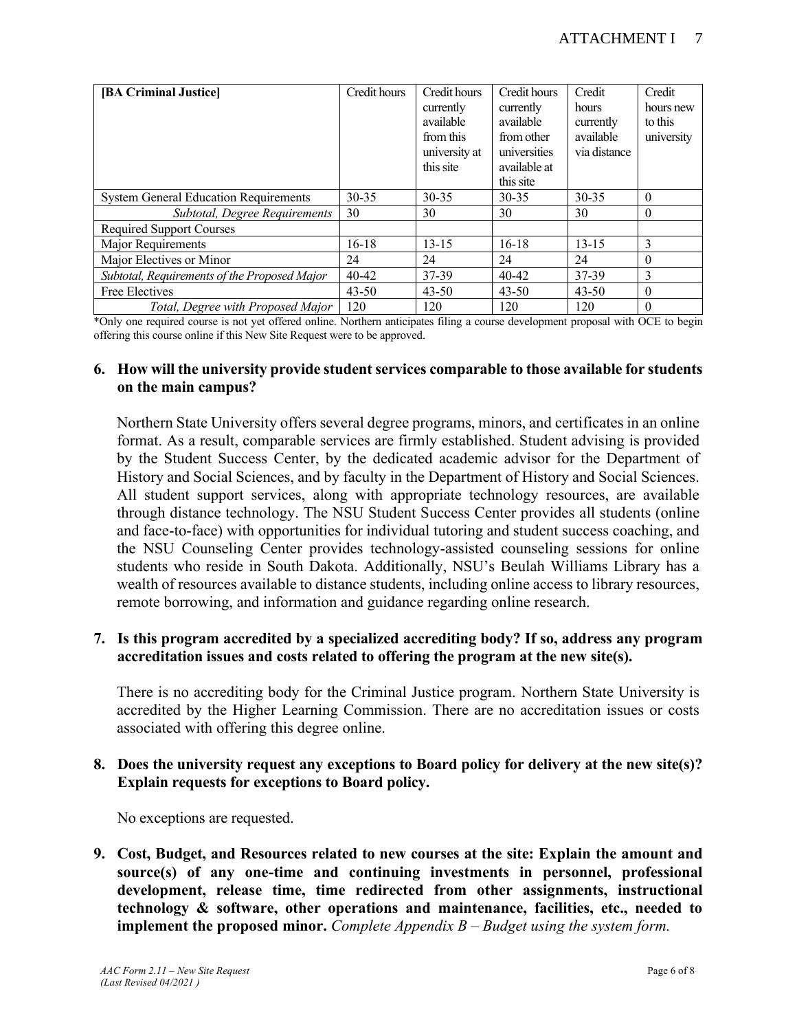| [BA Criminal Justice] | Credit hours | Credit hours currently available from this university at this site | Credit hours currently available from other universities available at this site | Credit hours currently available via distance | Credit hours new to this university |
|---|---|---|---|---|---|
| System General Education Requirements | 30-35 | 30-35 | 30-35 | 30-35 | 0 |
| *Subtotal, Degree Requirements* | 30 | 30 | 30 | 30 | 0 |
| Required Support Courses | | | | | |
| Major Requirements | 16-18 | 13-15 | 16-18 | 13-15 | 3 |
| Major Electives or Minor | 24 | 24 | 24 | 24 | 0 |
| *Subtotal, Requirements of the Proposed Major* | 40-42 | 37-39 | 40-42 | 37-39 | 3 |
| Free Electives | 43-50 | 43-50 | 43-50 | 43-50 | 0 |
| *Total, Degree with Proposed Major* | 120 | 120 | 120 | 120 | 0 |

*Only one required course is not yet offered online. Northern anticipates filing a course development proposal with OCE to begin offering this course online if this New Site Request were to be approved.

**6. How will the university provide student services comparable to those available for students on the main campus?**

Northern State University offers several degree programs, minors, and certificates in an online format. As a result, comparable services are firmly established. Student advising is provided by the Student Success Center, by the dedicated academic advisor for the Department of History and Social Sciences, and by faculty in the Department of History and Social Sciences. All student support services, along with appropriate technology resources, are available through distance technology. The NSU Student Success Center provides all students (online and face-to-face) with opportunities for individual tutoring and student success coaching, and the NSU Counseling Center provides technology-assisted counseling sessions for online students who reside in South Dakota. Additionally, NSU's Beulah Williams Library has a wealth of resources available to distance students, including online access to library resources, remote borrowing, and information and guidance regarding online research.

**7. Is this program accredited by a specialized accrediting body? If so, address any program accreditation issues and costs related to offering the program at the new site(s).**

There is no accrediting body for the Criminal Justice program. Northern State University is accredited by the Higher Learning Commission. There are no accreditation issues or costs associated with offering this degree online.

**8. Does the university request any exceptions to Board policy for delivery at the new site(s)? Explain requests for exceptions to Board policy.**

No exceptions are requested.

**9. Cost, Budget, and Resources related to new courses at the site: Explain the amount and source(s) of any one-time and continuing investments in personnel, professional development, release time, time redirected from other assignments, instructional technology & software, other operations and maintenance, facilities, etc., needed to implement the proposed minor.** *Complete Appendix B – Budget using the system form.*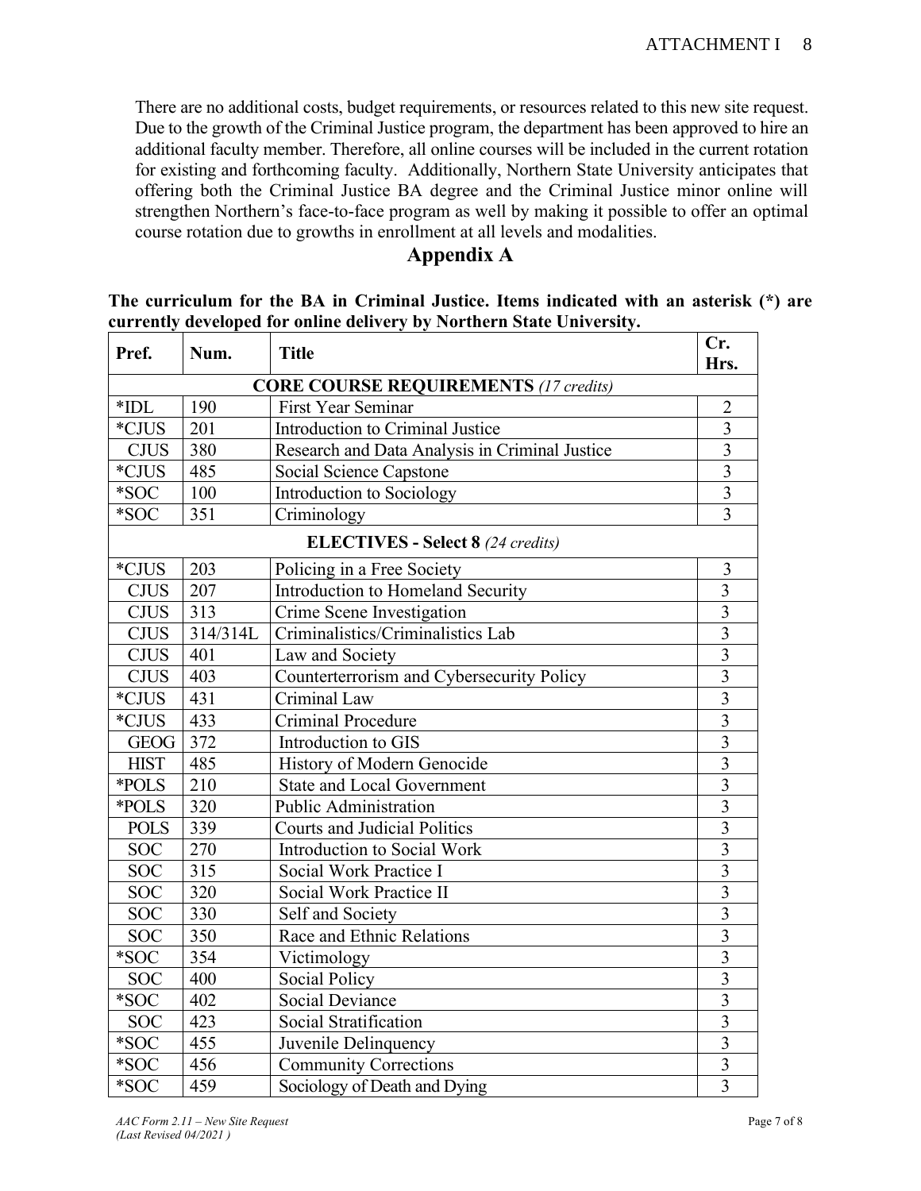There are no additional costs, budget requirements, or resources related to this new site request. Due to the growth of the Criminal Justice program, the department has been approved to hire an additional faculty member. Therefore, all online courses will be included in the current rotation for existing and forthcoming faculty. Additionally, Northern State University anticipates that offering both the Criminal Justice BA degree and the Criminal Justice minor online will strengthen Northern's face-to-face program as well by making it possible to offer an optimal course rotation due to growths in enrollment at all levels and modalities.

## Appendix A

**The curriculum for the BA in Criminal Justice. Items indicated with an asterisk (*) are currently developed for online delivery by Northern State University.**

| Pref. | Num. | Title | Cr. Hrs. |
|---|---|---|---|
| **CORE COURSE REQUIREMENTS** *(17 credits)* | | | |
| *IDL | 190 | First Year Seminar | 2 |
| *CJUS | 201 | Introduction to Criminal Justice | 3 |
| CJUS | 380 | Research and Data Analysis in Criminal Justice | 3 |
| *CJUS | 485 | Social Science Capstone | 3 |
| *SOC | 100 | Introduction to Sociology | 3 |
| *SOC | 351 | Criminology | 3 |
| **ELECTIVES - Select 8** *(24 credits)* | | | |
| *CJUS | 203 | Policing in a Free Society | 3 |
| CJUS | 207 | Introduction to Homeland Security | 3 |
| CJUS | 313 | Crime Scene Investigation | 3 |
| CJUS | 314/314L | Criminalistics/Criminalistics Lab | 3 |
| CJUS | 401 | Law and Society | 3 |
| CJUS | 403 | Counterterrorism and Cybersecurity Policy | 3 |
| *CJUS | 431 | Criminal Law | 3 |
| *CJUS | 433 | Criminal Procedure | 3 |
| GEOG | 372 | Introduction to GIS | 3 |
| HIST | 485 | History of Modern Genocide | 3 |
| *POLS | 210 | State and Local Government | 3 |
| *POLS | 320 | Public Administration | 3 |
| POLS | 339 | Courts and Judicial Politics | 3 |
| SOC | 270 | Introduction to Social Work | 3 |
| SOC | 315 | Social Work Practice I | 3 |
| SOC | 320 | Social Work Practice II | 3 |
| SOC | 330 | Self and Society | 3 |
| SOC | 350 | Race and Ethnic Relations | 3 |
| *SOC | 354 | Victimology | 3 |
| SOC | 400 | Social Policy | 3 |
| *SOC | 402 | Social Deviance | 3 |
| SOC | 423 | Social Stratification | 3 |
| *SOC | 455 | Juvenile Delinquency | 3 |
| *SOC | 456 | Community Corrections | 3 |
| *SOC | 459 | Sociology of Death and Dying | 3 |

*AAC Form 2.11 – New Site Request*
*(Last Revised 04/2021 )*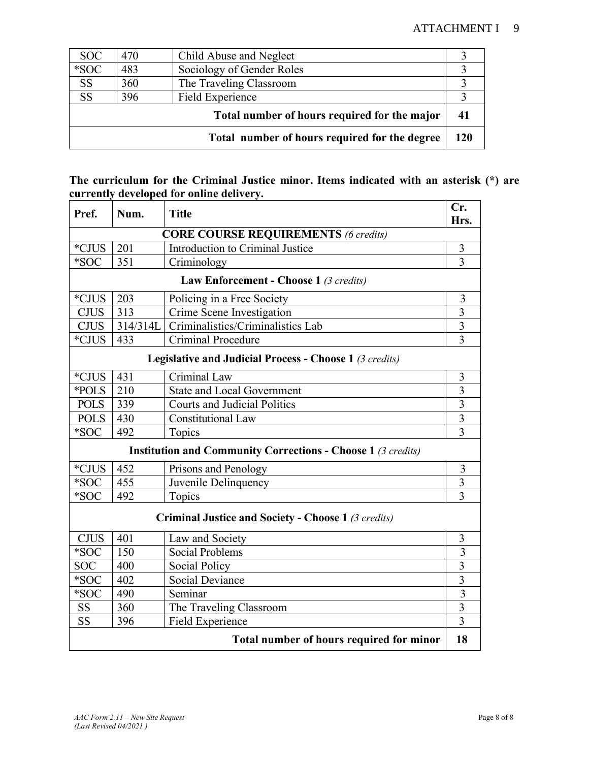| | | | |
|---|---|---|---|
| SOC | 470 | Child Abuse and Neglect | 3 |
| *SOC | 483 | Sociology of Gender Roles | 3 |
| SS | 360 | The Traveling Classroom | 3 |
| SS | 396 | Field Experience | 3 |
| | | **Total number of hours required for the major** | **41** |
| | | **Total number of hours required for the degree** | **120** |

**The curriculum for the Criminal Justice minor. Items indicated with an asterisk (*) are currently developed for online delivery.**

| Pref. | Num. | Title | Cr. Hrs. |
|---|---|---|---|
| | | **CORE COURSE REQUIREMENTS** *(6 credits)* | |
| *CJUS | 201 | Introduction to Criminal Justice | 3 |
| *SOC | 351 | Criminology | 3 |
| | | **Law Enforcement - Choose 1** *(3 credits)* | |
| *CJUS | 203 | Policing in a Free Society | 3 |
| CJUS | 313 | Crime Scene Investigation | 3 |
| CJUS | 314/314L | Criminalistics/Criminalistics Lab | 3 |
| *CJUS | 433 | Criminal Procedure | 3 |
| | | **Legislative and Judicial Process - Choose 1** *(3 credits)* | |
| *CJUS | 431 | Criminal Law | 3 |
| *POLS | 210 | State and Local Government | 3 |
| POLS | 339 | Courts and Judicial Politics | 3 |
| POLS | 430 | Constitutional Law | 3 |
| *SOC | 492 | Topics | 3 |
| | | **Institution and Community Corrections - Choose 1** *(3 credits)* | |
| *CJUS | 452 | Prisons and Penology | 3 |
| *SOC | 455 | Juvenile Delinquency | 3 |
| *SOC | 492 | Topics | 3 |
| | | **Criminal Justice and Society - Choose 1** *(3 credits)* | |
| CJUS | 401 | Law and Society | 3 |
| *SOC | 150 | Social Problems | 3 |
| SOC | 400 | Social Policy | 3 |
| *SOC | 402 | Social Deviance | 3 |
| *SOC | 490 | Seminar | 3 |
| SS | 360 | The Traveling Classroom | 3 |
| SS | 396 | Field Experience | 3 |
| | | **Total number of hours required for minor** | **18** |

*AAC Form 2.11 – New Site Request*
*(Last Revised 04/2021 )*